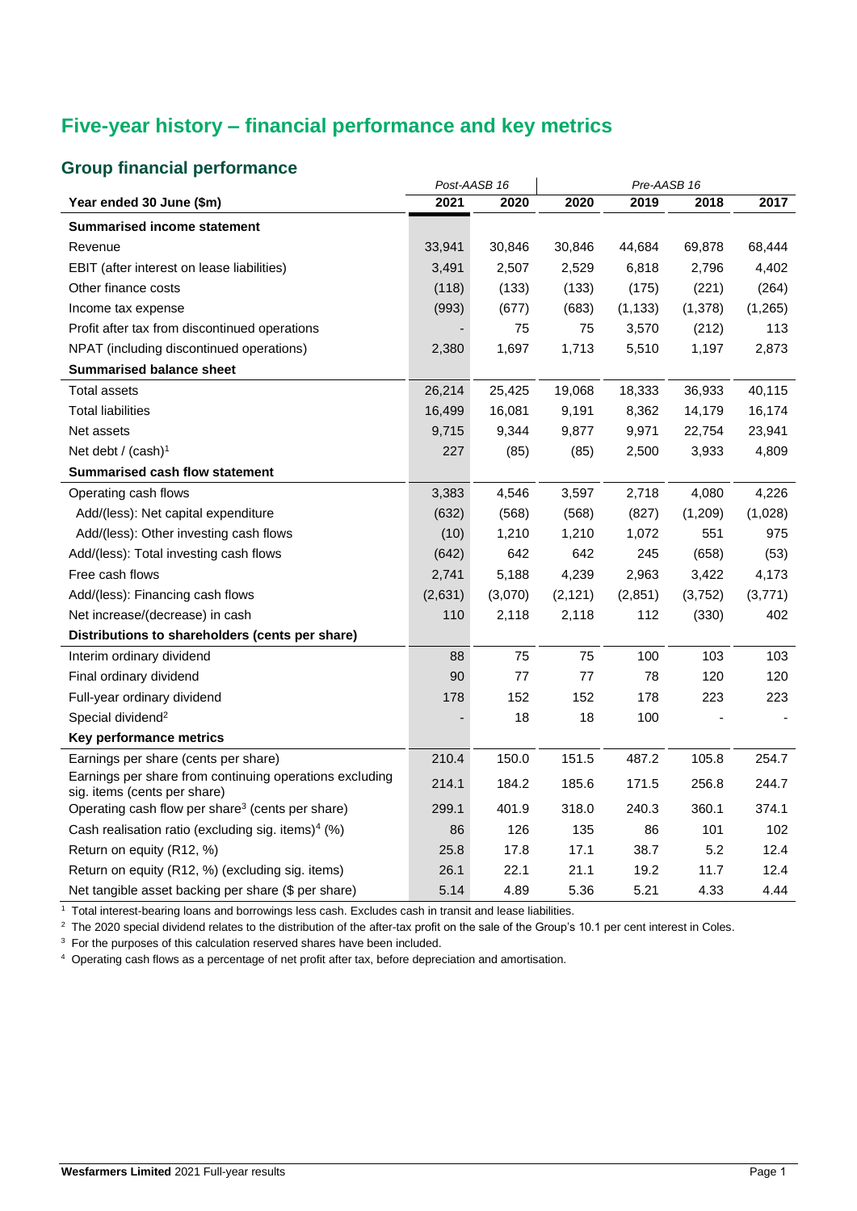# Five-year history – financial performance and key metrics

## Group financial performance

| | Post-AASB 16 | | Pre-AASB 16 | | | |
|---|---|---|---|---|---|---|
| **Year ended 30 June ($m)** | **2021** | **2020** | **2020** | **2019** | **2018** | **2017** |
| **Summarised income statement** | | | | | | |
| Revenue | 33,941 | 30,846 | 30,846 | 44,684 | 69,878 | 68,444 |
| EBIT (after interest on lease liabilities) | 3,491 | 2,507 | 2,529 | 6,818 | 2,796 | 4,402 |
| Other finance costs | (118) | (133) | (133) | (175) | (221) | (264) |
| Income tax expense | (993) | (677) | (683) | (1,133) | (1,378) | (1,265) |
| Profit after tax from discontinued operations | - | 75 | 75 | 3,570 | (212) | 113 |
| NPAT (including discontinued operations) | 2,380 | 1,697 | 1,713 | 5,510 | 1,197 | 2,873 |
| **Summarised balance sheet** | | | | | | |
| Total assets | 26,214 | 25,425 | 19,068 | 18,333 | 36,933 | 40,115 |
| Total liabilities | 16,499 | 16,081 | 9,191 | 8,362 | 14,179 | 16,174 |
| Net assets | 9,715 | 9,344 | 9,877 | 9,971 | 22,754 | 23,941 |
| Net debt / (cash)[1] | 227 | (85) | (85) | 2,500 | 3,933 | 4,809 |
| **Summarised cash flow statement** | | | | | | |
| Operating cash flows | 3,383 | 4,546 | 3,597 | 2,718 | 4,080 | 4,226 |
| Add/(less): Net capital expenditure | (632) | (568) | (568) | (827) | (1,209) | (1,028) |
| Add/(less): Other investing cash flows | (10) | 1,210 | 1,210 | 1,072 | 551 | 975 |
| Add/(less): Total investing cash flows | (642) | 642 | 642 | 245 | (658) | (53) |
| Free cash flows | 2,741 | 5,188 | 4,239 | 2,963 | 3,422 | 4,173 |
| Add/(less): Financing cash flows | (2,631) | (3,070) | (2,121) | (2,851) | (3,752) | (3,771) |
| Net increase/(decrease) in cash | 110 | 2,118 | 2,118 | 112 | (330) | 402 |
| **Distributions to shareholders (cents per share)** | | | | | | |
| Interim ordinary dividend | 88 | 75 | 75 | 100 | 103 | 103 |
| Final ordinary dividend | 90 | 77 | 77 | 78 | 120 | 120 |
| Full-year ordinary dividend | 178 | 152 | 152 | 178 | 223 | 223 |
| Special dividend[2] | - | 18 | 18 | 100 | - | - |
| **Key performance metrics** | | | | | | |
| Earnings per share (cents per share) | 210.4 | 150.0 | 151.5 | 487.2 | 105.8 | 254.7 |
| Earnings per share from continuing operations excluding sig. items (cents per share) | 214.1 | 184.2 | 185.6 | 171.5 | 256.8 | 244.7 |
| Operating cash flow per share[3] (cents per share) | 299.1 | 401.9 | 318.0 | 240.3 | 360.1 | 374.1 |
| Cash realisation ratio (excluding sig. items)[4] (%) | 86 | 126 | 135 | 86 | 101 | 102 |
| Return on equity (R12, %) | 25.8 | 17.8 | 17.1 | 38.7 | 5.2 | 12.4 |
| Return on equity (R12, %) (excluding sig. items) | 26.1 | 22.1 | 21.1 | 19.2 | 11.7 | 12.4 |
| Net tangible asset backing per share ($ per share) | 5.14 | 4.89 | 5.36 | 5.21 | 4.33 | 4.44 |

[1] Total interest-bearing loans and borrowings less cash. Excludes cash in transit and lease liabilities.

[2] The 2020 special dividend relates to the distribution of the after-tax profit on the sale of the Group's 10.1 per cent interest in Coles.

[3] For the purposes of this calculation reserved shares have been included.

[4] Operating cash flows as a percentage of net profit after tax, before depreciation and amortisation.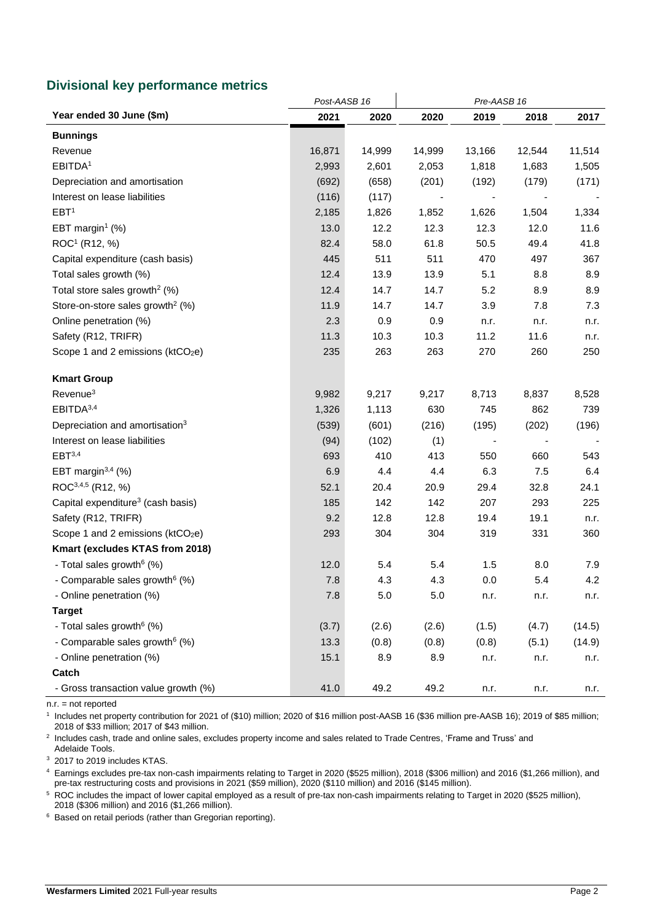## Divisional key performance metrics

| Year ended 30 June ($m) | Post-AASB 16 | | Pre-AASB 16 | | | |
|---|---|---|---|---|---|---|
| | 2021 | 2020 | 2020 | 2019 | 2018 | 2017 |
| **Bunnings** | | | | | | |
| Revenue | 16,871 | 14,999 | 14,999 | 13,166 | 12,544 | 11,514 |
| EBITDA[1] | 2,993 | 2,601 | 2,053 | 1,818 | 1,683 | 1,505 |
| Depreciation and amortisation | (692) | (658) | (201) | (192) | (179) | (171) |
| Interest on lease liabilities | (116) | (117) | - | - | - | - |
| EBT[1] | 2,185 | 1,826 | 1,852 | 1,626 | 1,504 | 1,334 |
| EBT margin[1] (%) | 13.0 | 12.2 | 12.3 | 12.3 | 12.0 | 11.6 |
| ROC[1] (R12, %) | 82.4 | 58.0 | 61.8 | 50.5 | 49.4 | 41.8 |
| Capital expenditure (cash basis) | 445 | 511 | 511 | 470 | 497 | 367 |
| Total sales growth (%) | 12.4 | 13.9 | 13.9 | 5.1 | 8.8 | 8.9 |
| Total store sales growth[2] (%) | 12.4 | 14.7 | 14.7 | 5.2 | 8.9 | 8.9 |
| Store-on-store sales growth[2] (%) | 11.9 | 14.7 | 14.7 | 3.9 | 7.8 | 7.3 |
| Online penetration (%) | 2.3 | 0.9 | 0.9 | n.r. | n.r. | n.r. |
| Safety (R12, TRIFR) | 11.3 | 10.3 | 10.3 | 11.2 | 11.6 | n.r. |
| Scope 1 and 2 emissions (ktCO$_2$e) | 235 | 263 | 263 | 270 | 260 | 250 |
| **Kmart Group** | | | | | | |
| Revenue[3] | 9,982 | 9,217 | 9,217 | 8,713 | 8,837 | 8,528 |
| EBITDA[3,4] | 1,326 | 1,113 | 630 | 745 | 862 | 739 |
| Depreciation and amortisation[3] | (539) | (601) | (216) | (195) | (202) | (196) |
| Interest on lease liabilities | (94) | (102) | (1) | - | - | - |
| EBT[3,4] | 693 | 410 | 413 | 550 | 660 | 543 |
| EBT margin[3,4] (%) | 6.9 | 4.4 | 4.4 | 6.3 | 7.5 | 6.4 |
| ROC[3,4,5] (R12, %) | 52.1 | 20.4 | 20.9 | 29.4 | 32.8 | 24.1 |
| Capital expenditure[3] (cash basis) | 185 | 142 | 142 | 207 | 293 | 225 |
| Safety (R12, TRIFR) | 9.2 | 12.8 | 12.8 | 19.4 | 19.1 | n.r. |
| Scope 1 and 2 emissions (ktCO$_2$e) | 293 | 304 | 304 | 319 | 331 | 360 |
| **Kmart (excludes KTAS from 2018)** | | | | | | |
| - Total sales growth[6] (%) | 12.0 | 5.4 | 5.4 | 1.5 | 8.0 | 7.9 |
| - Comparable sales growth[6] (%) | 7.8 | 4.3 | 4.3 | 0.0 | 5.4 | 4.2 |
| - Online penetration (%) | 7.8 | 5.0 | 5.0 | n.r. | n.r. | n.r. |
| **Target** | | | | | | |
| - Total sales growth[6] (%) | (3.7) | (2.6) | (2.6) | (1.5) | (4.7) | (14.5) |
| - Comparable sales growth[6] (%) | 13.3 | (0.8) | (0.8) | (0.8) | (5.1) | (14.9) |
| - Online penetration (%) | 15.1 | 8.9 | 8.9 | n.r. | n.r. | n.r. |
| **Catch** | | | | | | |
| - Gross transaction value growth (%) | 41.0 | 49.2 | 49.2 | n.r. | n.r. | n.r. |

n.r. = not reported

[1] Includes net property contribution for 2021 of ($10) million; 2020 of $16 million post-AASB 16 ($36 million pre-AASB 16); 2019 of $85 million; 2018 of $33 million; 2017 of $43 million.

[2] Includes cash, trade and online sales, excludes property income and sales related to Trade Centres, 'Frame and Truss' and Adelaide Tools.

[3] 2017 to 2019 includes KTAS.

[4] Earnings excludes pre-tax non-cash impairments relating to Target in 2020 ($525 million), 2018 ($306 million) and 2016 ($1,266 million), and pre-tax restructuring costs and provisions in 2021 ($59 million), 2020 ($110 million) and 2016 ($145 million).

[5] ROC includes the impact of lower capital employed as a result of pre-tax non-cash impairments relating to Target in 2020 ($525 million), 2018 ($306 million) and 2016 ($1,266 million).

[6] Based on retail periods (rather than Gregorian reporting).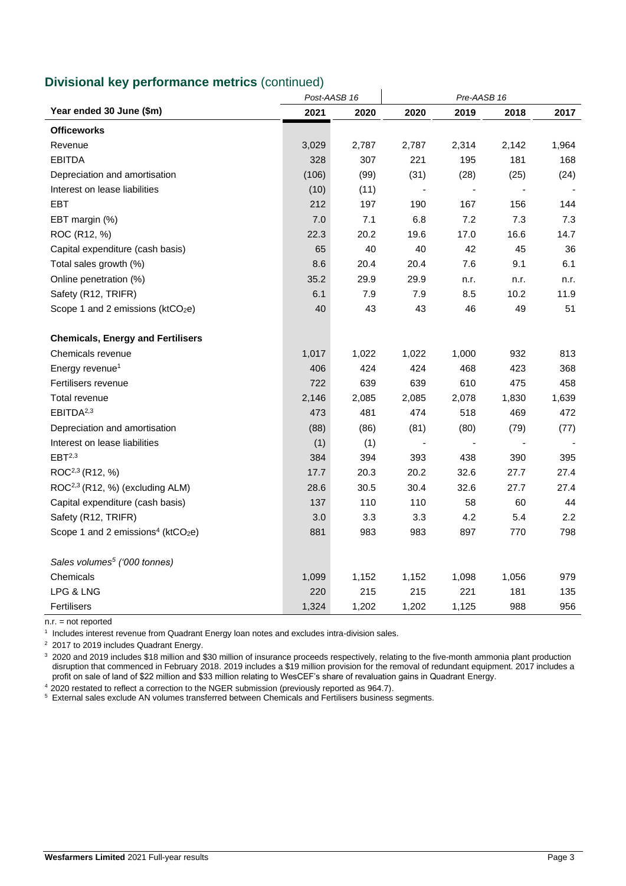## **Divisional key performance metrics** (continued)

| | *Post-AASB 16* | | *Pre-AASB 16* | | | |
|---|---|---|---|---|---|---|
| **Year ended 30 June ($m)** | **2021** | **2020** | **2020** | **2019** | **2018** | **2017** |
| **Officeworks** | | | | | | |
| Revenue | 3,029 | 2,787 | 2,787 | 2,314 | 2,142 | 1,964 |
| EBITDA | 328 | 307 | 221 | 195 | 181 | 168 |
| Depreciation and amortisation | (106) | (99) | (31) | (28) | (25) | (24) |
| Interest on lease liabilities | (10) | (11) | - | - | - | - |
| EBT | 212 | 197 | 190 | 167 | 156 | 144 |
| EBT margin (%) | 7.0 | 7.1 | 6.8 | 7.2 | 7.3 | 7.3 |
| ROC (R12, %) | 22.3 | 20.2 | 19.6 | 17.0 | 16.6 | 14.7 |
| Capital expenditure (cash basis) | 65 | 40 | 40 | 42 | 45 | 36 |
| Total sales growth (%) | 8.6 | 20.4 | 20.4 | 7.6 | 9.1 | 6.1 |
| Online penetration (%) | 35.2 | 29.9 | 29.9 | n.r. | n.r. | n.r. |
| Safety (R12, TRIFR) | 6.1 | 7.9 | 7.9 | 8.5 | 10.2 | 11.9 |
| Scope 1 and 2 emissions (kt$CO_2$e) | 40 | 43 | 43 | 46 | 49 | 51 |
| | | | | | | |
| **Chemicals, Energy and Fertilisers** | | | | | | |
| Chemicals revenue | 1,017 | 1,022 | 1,022 | 1,000 | 932 | 813 |
| Energy revenue[1] | 406 | 424 | 424 | 468 | 423 | 368 |
| Fertilisers revenue | 722 | 639 | 639 | 610 | 475 | 458 |
| Total revenue | 2,146 | 2,085 | 2,085 | 2,078 | 1,830 | 1,639 |
| EBITDA[2,3] | 473 | 481 | 474 | 518 | 469 | 472 |
| Depreciation and amortisation | (88) | (86) | (81) | (80) | (79) | (77) |
| Interest on lease liabilities | (1) | (1) | - | - | - | - |
| EBT[2,3] | 384 | 394 | 393 | 438 | 390 | 395 |
| ROC[2,3] (R12, %) | 17.7 | 20.3 | 20.2 | 32.6 | 27.7 | 27.4 |
| ROC[2,3] (R12, %) (excluding ALM) | 28.6 | 30.5 | 30.4 | 32.6 | 27.7 | 27.4 |
| Capital expenditure (cash basis) | 137 | 110 | 110 | 58 | 60 | 44 |
| Safety (R12, TRIFR) | 3.0 | 3.3 | 3.3 | 4.2 | 5.4 | 2.2 |
| Scope 1 and 2 emissions[4] (kt$CO_2$e) | 881 | 983 | 983 | 897 | 770 | 798 |
| | | | | | | |
| *Sales volumes[5] ('000 tonnes)* | | | | | | |
| Chemicals | 1,099 | 1,152 | 1,152 | 1,098 | 1,056 | 979 |
| LPG & LNG | 220 | 215 | 215 | 221 | 181 | 135 |
| Fertilisers | 1,324 | 1,202 | 1,202 | 1,125 | 988 | 956 |

n.r. = not reported

[1] Includes interest revenue from Quadrant Energy loan notes and excludes intra-division sales.

[2] 2017 to 2019 includes Quadrant Energy.

[3] 2020 and 2019 includes $18 million and $30 million of insurance proceeds respectively, relating to the five-month ammonia plant production disruption that commenced in February 2018. 2019 includes a $19 million provision for the removal of redundant equipment. 2017 includes a profit on sale of land of $22 million and $33 million relating to WesCEF's share of revaluation gains in Quadrant Energy.

[4] 2020 restated to reflect a correction to the NGER submission (previously reported as 964.7).

[5] External sales exclude AN volumes transferred between Chemicals and Fertilisers business segments.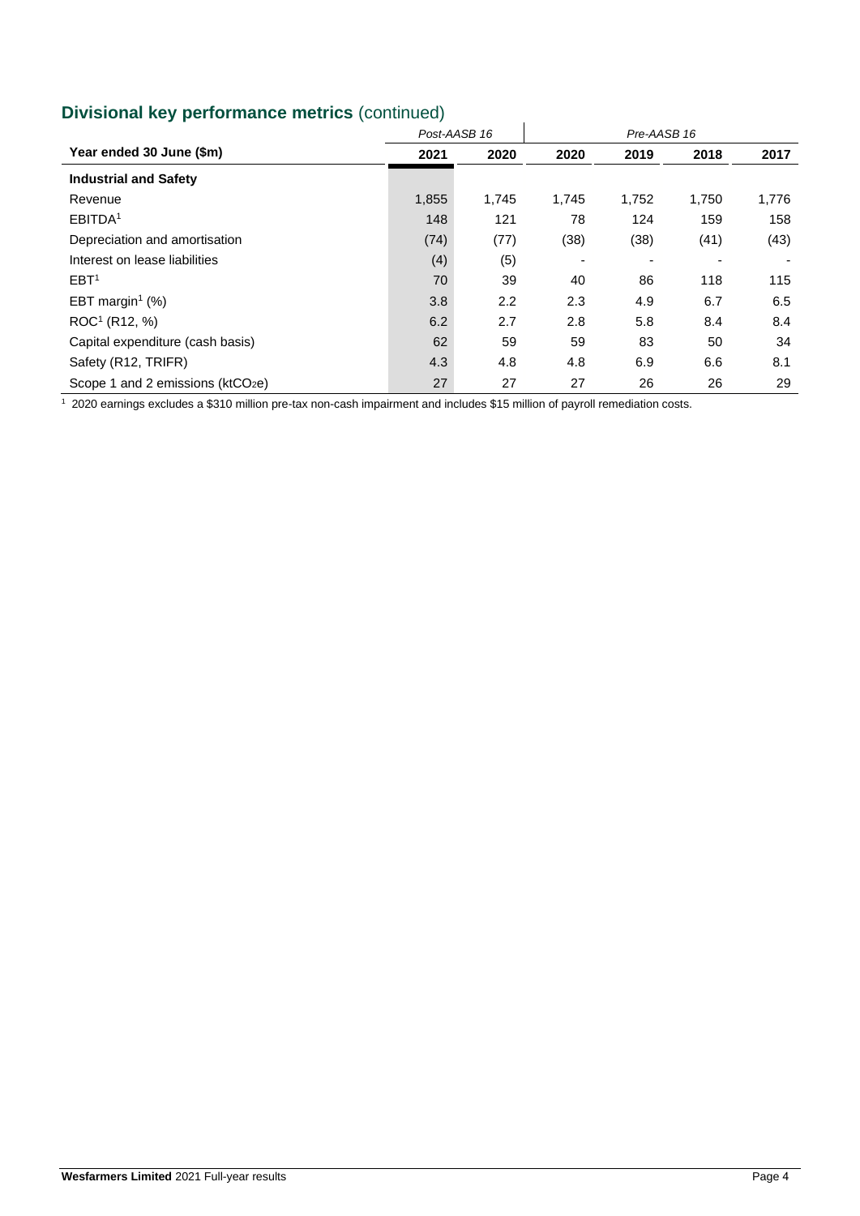## **Divisional key performance metrics** (continued)

| | *Post-AASB 16* | | *Pre-AASB 16* | | | |
|---|---|---|---|---|---|---|
| **Year ended 30 June ($m)** | **2021** | **2020** | **2020** | **2019** | **2018** | **2017** |
| **Industrial and Safety** | | | | | | |
| Revenue | 1,855 | 1,745 | 1,745 | 1,752 | 1,750 | 1,776 |
| EBITDA[1] | 148 | 121 | 78 | 124 | 159 | 158 |
| Depreciation and amortisation | (74) | (77) | (38) | (38) | (41) | (43) |
| Interest on lease liabilities | (4) | (5) | - | - | - | - |
| EBT[1] | 70 | 39 | 40 | 86 | 118 | 115 |
| EBT margin[1] (%) | 3.8 | 2.2 | 2.3 | 4.9 | 6.7 | 6.5 |
| ROC[1] (R12, %) | 6.2 | 2.7 | 2.8 | 5.8 | 8.4 | 8.4 |
| Capital expenditure (cash basis) | 62 | 59 | 59 | 83 | 50 | 34 |
| Safety (R12, TRIFR) | 4.3 | 4.8 | 4.8 | 6.9 | 6.6 | 8.1 |
| Scope 1 and 2 emissions (kt$CO_2$e) | 27 | 27 | 27 | 26 | 26 | 29 |

[1] 2020 earnings excludes a $310 million pre-tax non-cash impairment and includes $15 million of payroll remediation costs.